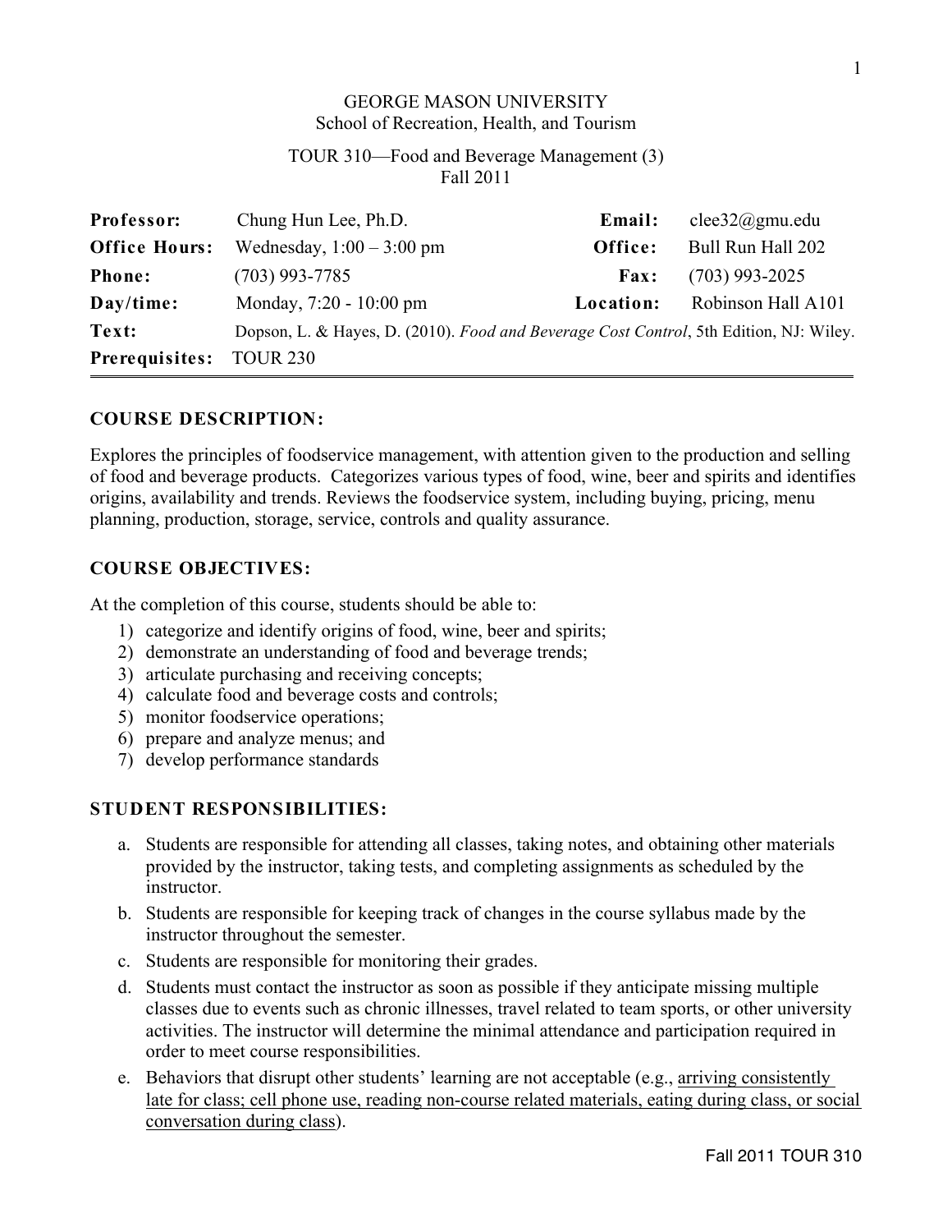GEORGE MASON UNIVERSITY
School of Recreation, Health, and Tourism

TOUR 310—Food and Beverage Management (3)
Fall 2011

| | | | |
|---|---|---|---|
| **Professor:** | Chung Hun Lee, Ph.D. | **Email:** | clee32@gmu.edu |
| **Office Hours:** | Wednesday, 1:00 – 3:00 pm | **Office:** | Bull Run Hall 202 |
| **Phone:** | (703) 993-7785 | **Fax:** | (703) 993-2025 |
| **Day/time:** | Monday, 7:20 - 10:00 pm | **Location:** | Robinson Hall A101 |
| **Text:** | Dopson, L. & Hayes, D. (2010). *Food and Beverage Cost Control*, 5th Edition, NJ: Wiley. | | |
| **Prerequisites:** | TOUR 230 | | |

## COURSE DESCRIPTION:

Explores the principles of foodservice management, with attention given to the production and selling of food and beverage products. Categorizes various types of food, wine, beer and spirits and identifies origins, availability and trends. Reviews the foodservice system, including buying, pricing, menu planning, production, storage, service, controls and quality assurance.

## COURSE OBJECTIVES:

At the completion of this course, students should be able to:

1) categorize and identify origins of food, wine, beer and spirits;
2) demonstrate an understanding of food and beverage trends;
3) articulate purchasing and receiving concepts;
4) calculate food and beverage costs and controls;
5) monitor foodservice operations;
6) prepare and analyze menus; and
7) develop performance standards

## STUDENT RESPONSIBILITIES:

a. Students are responsible for attending all classes, taking notes, and obtaining other materials provided by the instructor, taking tests, and completing assignments as scheduled by the instructor.
b. Students are responsible for keeping track of changes in the course syllabus made by the instructor throughout the semester.
c. Students are responsible for monitoring their grades.
d. Students must contact the instructor as soon as possible if they anticipate missing multiple classes due to events such as chronic illnesses, travel related to team sports, or other university activities. The instructor will determine the minimal attendance and participation required in order to meet course responsibilities.
e. Behaviors that disrupt other students' learning are not acceptable (e.g., <u>arriving consistently late for class; cell phone use, reading non-course related materials, eating during class, or social conversation during class</u>).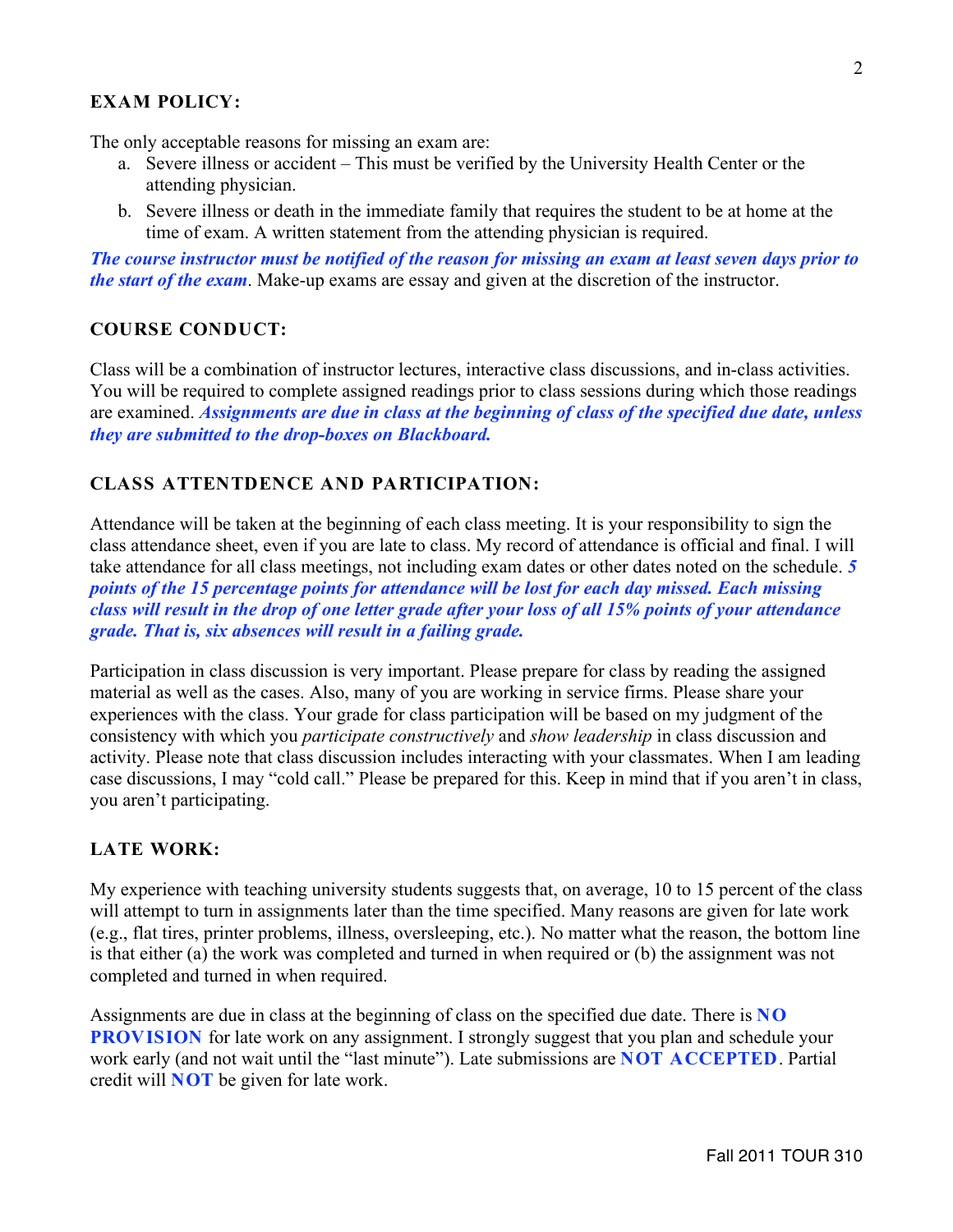## EXAM POLICY:

The only acceptable reasons for missing an exam are:

a. Severe illness or accident – This must be verified by the University Health Center or the attending physician.
b. Severe illness or death in the immediate family that requires the student to be at home at the time of exam. A written statement from the attending physician is required.

***The course instructor must be notified of the reason for missing an exam at least seven days prior to the start of the exam***. Make-up exams are essay and given at the discretion of the instructor.

## COURSE CONDUCT:

Class will be a combination of instructor lectures, interactive class discussions, and in-class activities. You will be required to complete assigned readings prior to class sessions during which those readings are examined. ***Assignments are due in class at the beginning of class of the specified due date, unless they are submitted to the drop-boxes on Blackboard.***

## CLASS ATTENTDENCE AND PARTICIPATION:

Attendance will be taken at the beginning of each class meeting. It is your responsibility to sign the class attendance sheet, even if you are late to class. My record of attendance is official and final. I will take attendance for all class meetings, not including exam dates or other dates noted on the schedule. ***5 points of the 15 percentage points for attendance will be lost for each day missed. Each missing class will result in the drop of one letter grade after your loss of all 15% points of your attendance grade. That is, six absences will result in a failing grade.***

Participation in class discussion is very important. Please prepare for class by reading the assigned material as well as the cases. Also, many of you are working in service firms. Please share your experiences with the class. Your grade for class participation will be based on my judgment of the consistency with which you *participate constructively* and *show leadership* in class discussion and activity. Please note that class discussion includes interacting with your classmates. When I am leading case discussions, I may "cold call." Please be prepared for this. Keep in mind that if you aren't in class, you aren't participating.

## LATE WORK:

My experience with teaching university students suggests that, on average, 10 to 15 percent of the class will attempt to turn in assignments later than the time specified. Many reasons are given for late work (e.g., flat tires, printer problems, illness, oversleeping, etc.). No matter what the reason, the bottom line is that either (a) the work was completed and turned in when required or (b) the assignment was not completed and turned in when required.

Assignments are due in class at the beginning of class on the specified due date. There is **NO PROVISION** for late work on any assignment. I strongly suggest that you plan and schedule your work early (and not wait until the "last minute"). Late submissions are **NOT ACCEPTED**. Partial credit will **NOT** be given for late work.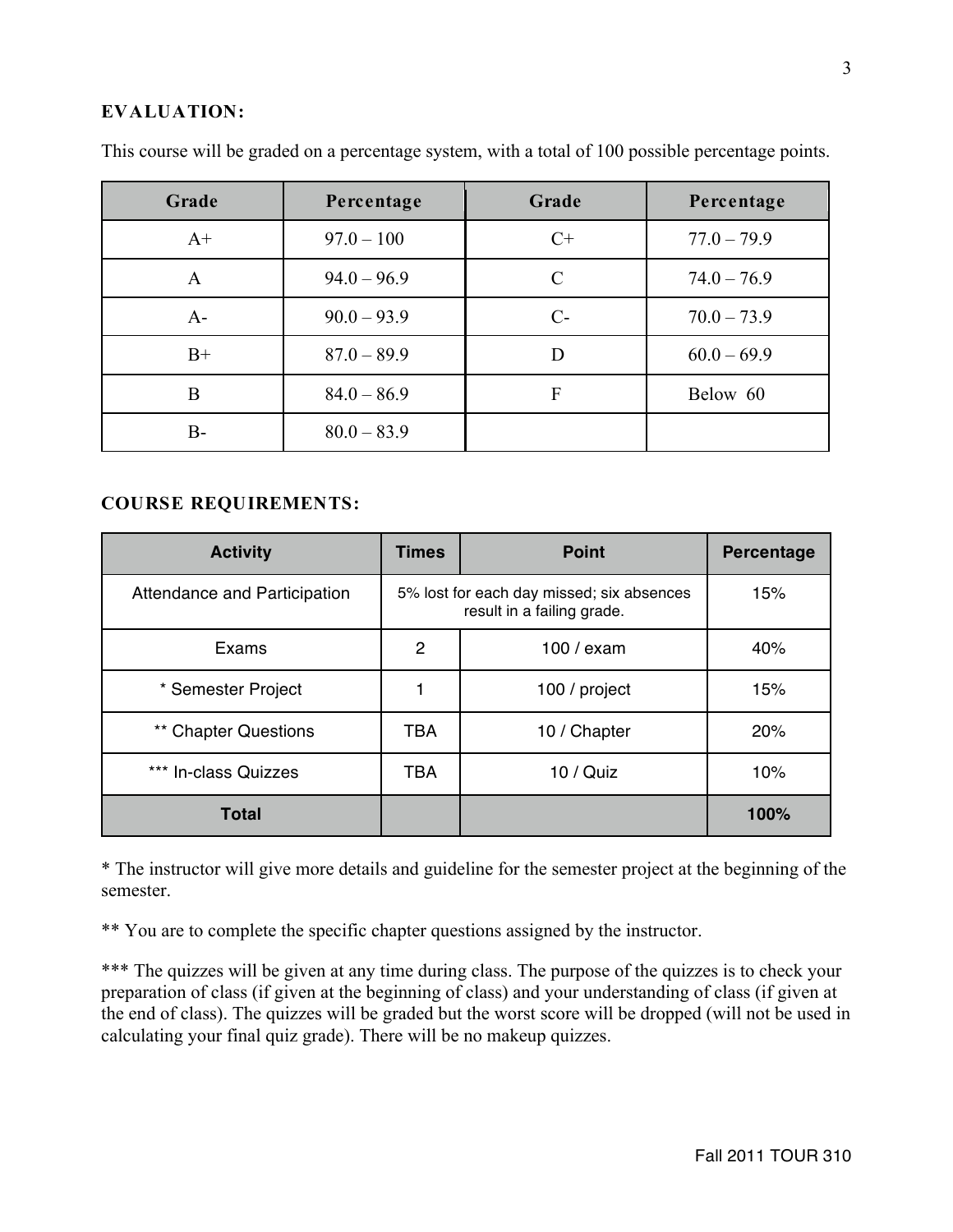## EVALUATION:

This course will be graded on a percentage system, with a total of 100 possible percentage points.

| Grade | Percentage | Grade | Percentage |
|---|---|---|---|
| A+ | 97.0 – 100 | C+ | 77.0 – 79.9 |
| A | 94.0 – 96.9 | C | 74.0 – 76.9 |
| A- | 90.0 – 93.9 | C- | 70.0 – 73.9 |
| B+ | 87.0 – 89.9 | D | 60.0 – 69.9 |
| B | 84.0 – 86.9 | F | Below 60 |
| B- | 80.0 – 83.9 | | |

## COURSE REQUIREMENTS:

| Activity | Times | Point | Percentage |
|---|---|---|---|
| Attendance and Participation | 5% lost for each day missed; six absences result in a failing grade. | | 15% |
| Exams | 2 | 100 / exam | 40% |
| * Semester Project | 1 | 100 / project | 15% |
| ** Chapter Questions | TBA | 10 / Chapter | 20% |
| *** In-class Quizzes | TBA | 10 / Quiz | 10% |
| **Total** | | | **100%** |

* The instructor will give more details and guideline for the semester project at the beginning of the semester.

** You are to complete the specific chapter questions assigned by the instructor.

*** The quizzes will be given at any time during class. The purpose of the quizzes is to check your preparation of class (if given at the beginning of class) and your understanding of class (if given at the end of class). The quizzes will be graded but the worst score will be dropped (will not be used in calculating your final quiz grade). There will be no makeup quizzes.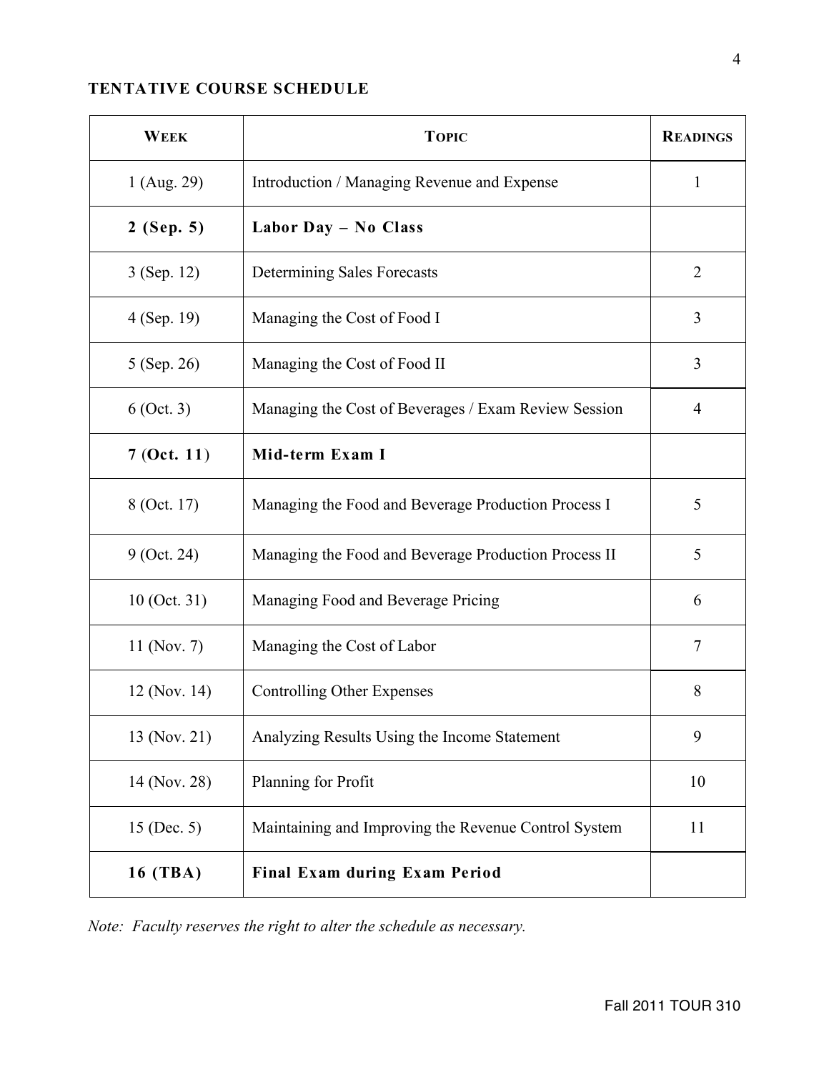**TENTATIVE COURSE SCHEDULE**

| WEEK | TOPIC | READINGS |
|---|---|---|
| 1 (Aug. 29) | Introduction / Managing Revenue and Expense | 1 |
| **2 (Sep. 5)** | **Labor Day – No Class** | |
| 3 (Sep. 12) | Determining Sales Forecasts | 2 |
| 4 (Sep. 19) | Managing the Cost of Food I | 3 |
| 5 (Sep. 26) | Managing the Cost of Food II | 3 |
| 6 (Oct. 3) | Managing the Cost of Beverages / Exam Review Session | 4 |
| **7 (Oct. 11)** | **Mid-term Exam I** | |
| 8 (Oct. 17) | Managing the Food and Beverage Production Process I | 5 |
| 9 (Oct. 24) | Managing the Food and Beverage Production Process II | 5 |
| 10 (Oct. 31) | Managing Food and Beverage Pricing | 6 |
| 11 (Nov. 7) | Managing the Cost of Labor | 7 |
| 12 (Nov. 14) | Controlling Other Expenses | 8 |
| 13 (Nov. 21) | Analyzing Results Using the Income Statement | 9 |
| 14 (Nov. 28) | Planning for Profit | 10 |
| 15 (Dec. 5) | Maintaining and Improving the Revenue Control System | 11 |
| **16 (TBA)** | **Final Exam during Exam Period** | |

*Note: Faculty reserves the right to alter the schedule as necessary.*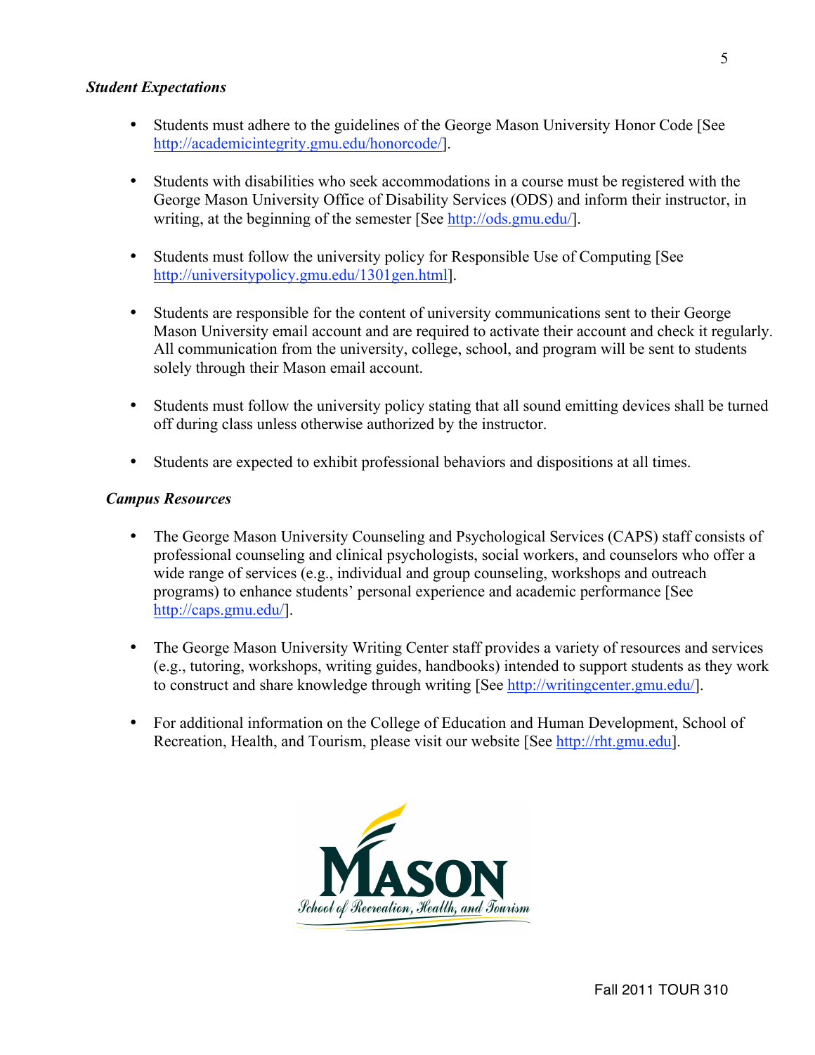### *Student Expectations*

- Students must adhere to the guidelines of the George Mason University Honor Code [See http://academicintegrity.gmu.edu/honorcode/].

- Students with disabilities who seek accommodations in a course must be registered with the George Mason University Office of Disability Services (ODS) and inform their instructor, in writing, at the beginning of the semester [See http://ods.gmu.edu/].

- Students must follow the university policy for Responsible Use of Computing [See http://universitypolicy.gmu.edu/1301gen.html].

- Students are responsible for the content of university communications sent to their George Mason University email account and are required to activate their account and check it regularly. All communication from the university, college, school, and program will be sent to students solely through their Mason email account.

- Students must follow the university policy stating that all sound emitting devices shall be turned off during class unless otherwise authorized by the instructor.

- Students are expected to exhibit professional behaviors and dispositions at all times.

### *Campus Resources*

- The George Mason University Counseling and Psychological Services (CAPS) staff consists of professional counseling and clinical psychologists, social workers, and counselors who offer a wide range of services (e.g., individual and group counseling, workshops and outreach programs) to enhance students' personal experience and academic performance [See http://caps.gmu.edu/].

- The George Mason University Writing Center staff provides a variety of resources and services (e.g., tutoring, workshops, writing guides, handbooks) intended to support students as they work to construct and share knowledge through writing [See http://writingcenter.gmu.edu/].

- For additional information on the College of Education and Human Development, School of Recreation, Health, and Tourism, please visit our website [See http://rht.gmu.edu].

MASON
School of Recreation, Health, and Tourism